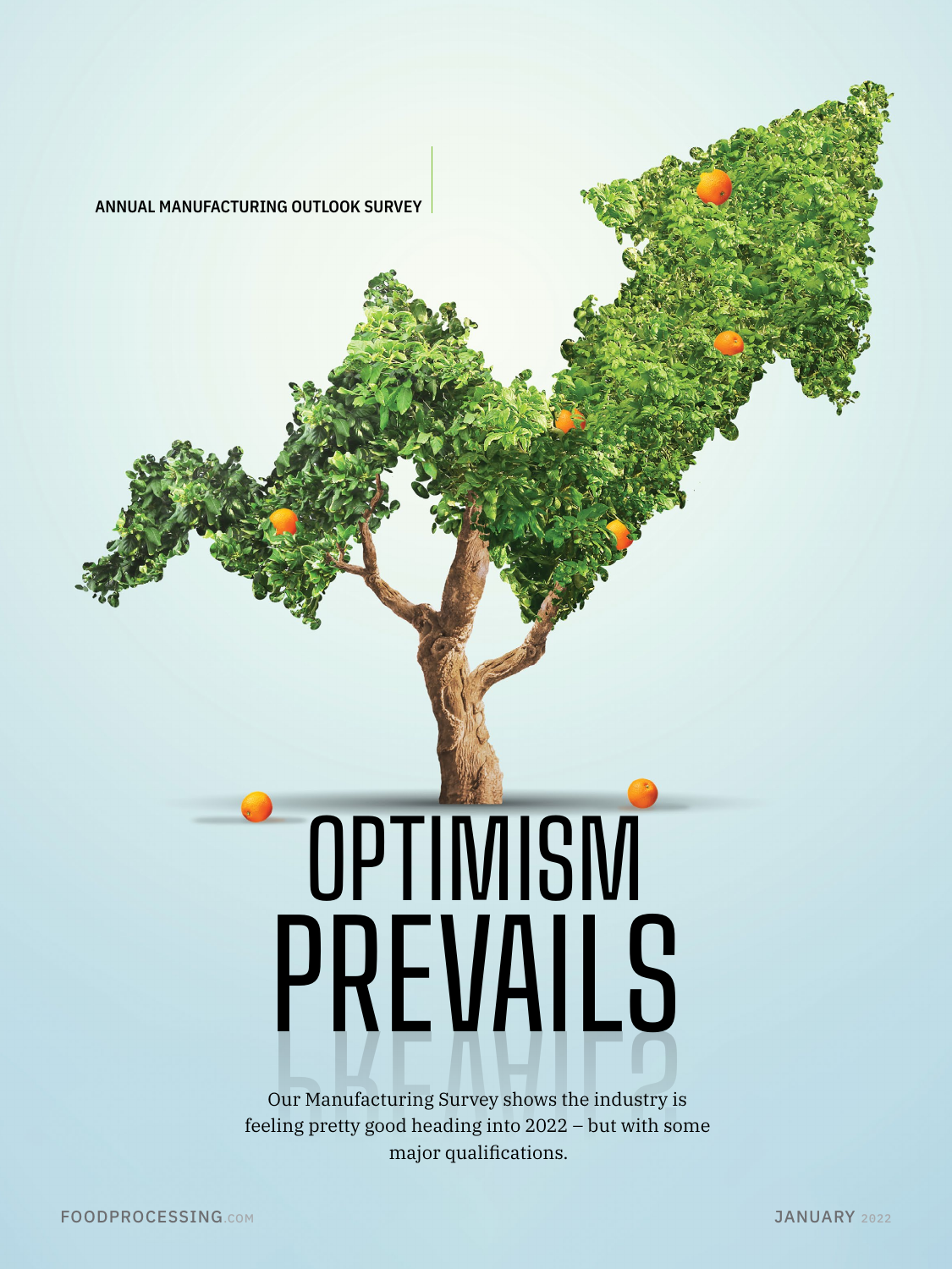ANNUAL MANUFACTURING OUTLOOK SURVEY

# OPTIMISM PREVAILS

Our Manufacturing Survey shows the industry is feeling pretty good heading into 2022 – but with some major qualifications.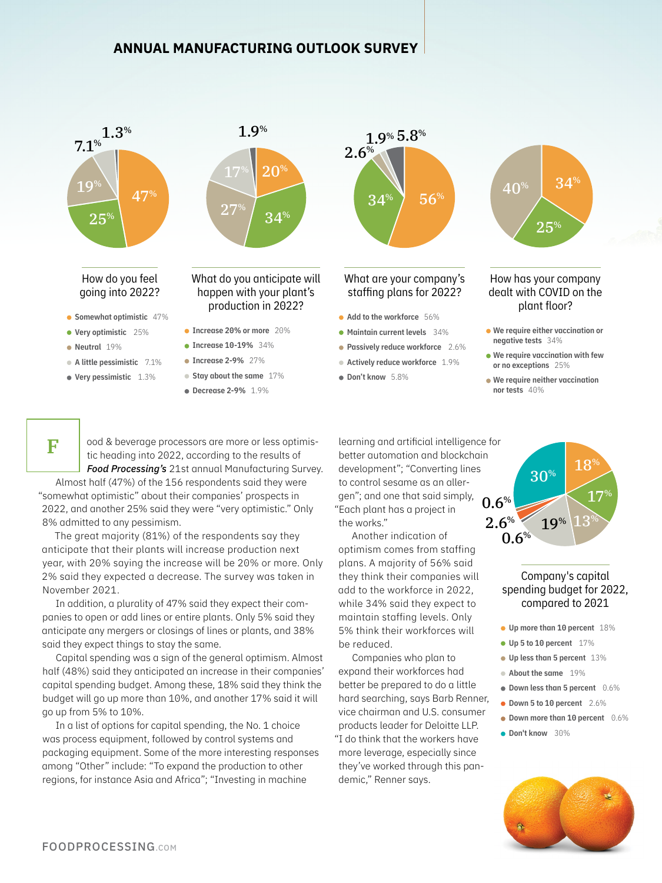## ANNUAL MANUFACTURING OUTLOOK SURVEY

### How do you feel going into 2022?

- Somewhat optimistic 47%
- Very optimistic 25%
- Neutral 19%
- A little pessimistic 7.1%
- Very pessimistic 1.3%

### What do you anticipate will happen with your plant's production in 2022?

- Increase 20% or more 20%
- Increase 10-19% 34%
- Increase 2-9% 27%
- Stay about the same 17%
- Decrease 2-9% 1.9%

### What are your company's staffing plans for 2022?

- Add to the workforce 56%
- Maintain current levels 34%
- Passively reduce workforce 2.6%
- Actively reduce workforce 1.9%
- Don't know 5.8%

### How has your company dealt with COVID on the plant floor?

- We require either vaccination or negative tests 34%
- We require vaccination with few or no exceptions 25%
- We require neither vaccination nor tests 40%

Food & beverage processors are more or less optimistic heading into 2022, according to the results of *Food Processing's* 21st annual Manufacturing Survey.

Almost half (47%) of the 156 respondents said they were "somewhat optimistic" about their companies' prospects in 2022, and another 25% said they were "very optimistic." Only 8% admitted to any pessimism.

The great majority (81%) of the respondents say they anticipate that their plants will increase production next year, with 20% saying the increase will be 20% or more. Only 2% said they expected a decrease. The survey was taken in November 2021.

In addition, a plurality of 47% said they expect their companies to open or add lines or entire plants. Only 5% said they anticipate any mergers or closings of lines or plants, and 38% said they expect things to stay the same.

Capital spending was a sign of the general optimism. Almost half (48%) said they anticipated an increase in their companies' capital spending budget. Among these, 18% said they think the budget will go up more than 10%, and another 17% said it will go up from 5% to 10%.

In a list of options for capital spending, the No. 1 choice was process equipment, followed by control systems and packaging equipment. Some of the more interesting responses among "Other" include: "To expand the production to other regions, for instance Asia and Africa"; "Investing in machine learning and artificial intelligence for better automation and blockchain development"; "Converting lines to control sesame as an allergen"; and one that said simply, "Each plant has a project in the works."

Another indication of optimism comes from staffing plans. A majority of 56% said they think their companies will add to the workforce in 2022, while 34% said they expect to maintain staffing levels. Only 5% think their workforces will be reduced.

Companies who plan to expand their workforces had better be prepared to do a little hard searching, says Barb Renner, vice chairman and U.S. consumer products leader for Deloitte LLP. "I do think that the workers have more leverage, especially since they've worked through this pandemic," Renner says.

### Company's capital spending budget for 2022, compared to 2021

- Up more than 10 percent 18%
- Up 5 to 10 percent 17%
- Up less than 5 percent 13%
- About the same 19%
- Down less than 5 percent 0.6%
- Down 5 to 10 percent 2.6%
- Down more than 10 percent 0.6%
- Don't know 30%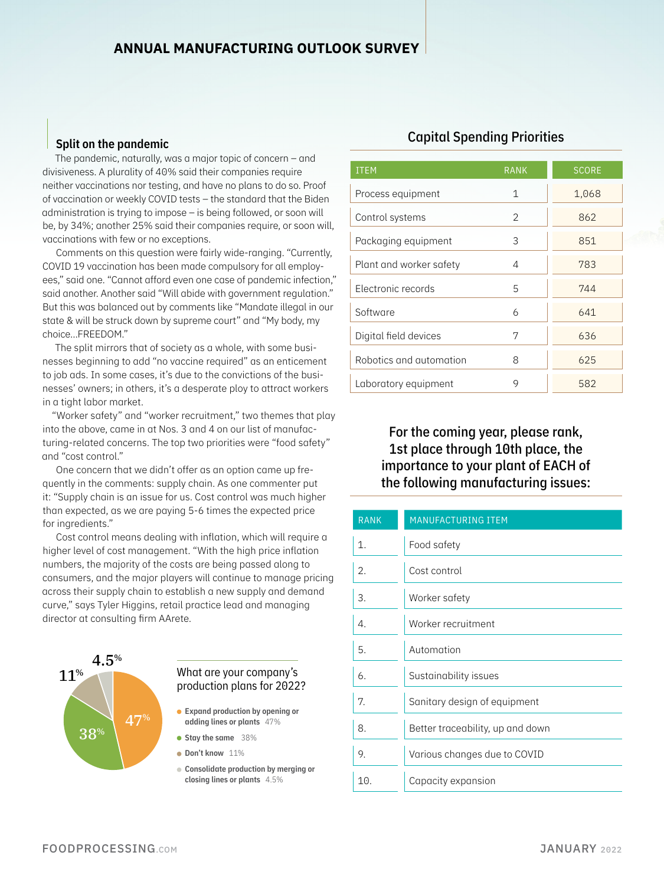## Split on the pandemic

The pandemic, naturally, was a major topic of concern – and divisiveness. A plurality of 40% said their companies require neither vaccinations nor testing, and have no plans to do so. Proof of vaccination or weekly COVID tests – the standard that the Biden administration is trying to impose – is being followed, or soon will be, by 34%; another 25% said their companies require, or soon will, vaccinations with few or no exceptions.

Comments on this question were fairly wide-ranging. "Currently, COVID 19 vaccination has been made compulsory for all employees," said one. "Cannot afford even one case of pandemic infection," said another. Another said "Will abide with government regulation." But this was balanced out by comments like "Mandate illegal in our state & will be struck down by supreme court" and "My body, my choice...FREEDOM."

The split mirrors that of society as a whole, with some businesses beginning to add "no vaccine required" as an enticement to job ads. In some cases, it's due to the convictions of the businesses' owners; in others, it's a desperate ploy to attract workers in a tight labor market.

"Worker safety" and "worker recruitment," two themes that play into the above, came in at Nos. 3 and 4 on our list of manufacturing-related concerns. The top two priorities were "food safety" and "cost control."

One concern that we didn't offer as an option came up frequently in the comments: supply chain. As one commenter put it: "Supply chain is an issue for us. Cost control was much higher than expected, as we are paying 5-6 times the expected price for ingredients."

Cost control means dealing with inflation, which will require a higher level of cost management. "With the high price inflation numbers, the majority of the costs are being passed along to consumers, and the major players will continue to manage pricing across their supply chain to establish a new supply and demand curve," says Tyler Higgins, retail practice lead and managing director at consulting firm AArete.

### What are your company's production plans for 2022?

- **Expand production by opening or adding lines or plants** 47%
- **Stay the same** 38%
- **Don't know** 11%
- **Consolidate production by merging or closing lines or plants** 4.5%

## Capital Spending Priorities

| ITEM | RANK | SCORE |
|---|---|---|
| Process equipment | 1 | 1,068 |
| Control systems | 2 | 862 |
| Packaging equipment | 3 | 851 |
| Plant and worker safety | 4 | 783 |
| Electronic records | 5 | 744 |
| Software | 6 | 641 |
| Digital field devices | 7 | 636 |
| Robotics and automation | 8 | 625 |
| Laboratory equipment | 9 | 582 |

## For the coming year, please rank, 1st place through 10th place, the importance to your plant of EACH of the following manufacturing issues:

| RANK | MANUFACTURING ITEM |
|---|---|
| 1. | Food safety |
| 2. | Cost control |
| 3. | Worker safety |
| 4. | Worker recruitment |
| 5. | Automation |
| 6. | Sustainability issues |
| 7. | Sanitary design of equipment |
| 8. | Better traceability, up and down |
| 9. | Various changes due to COVID |
| 10. | Capacity expansion |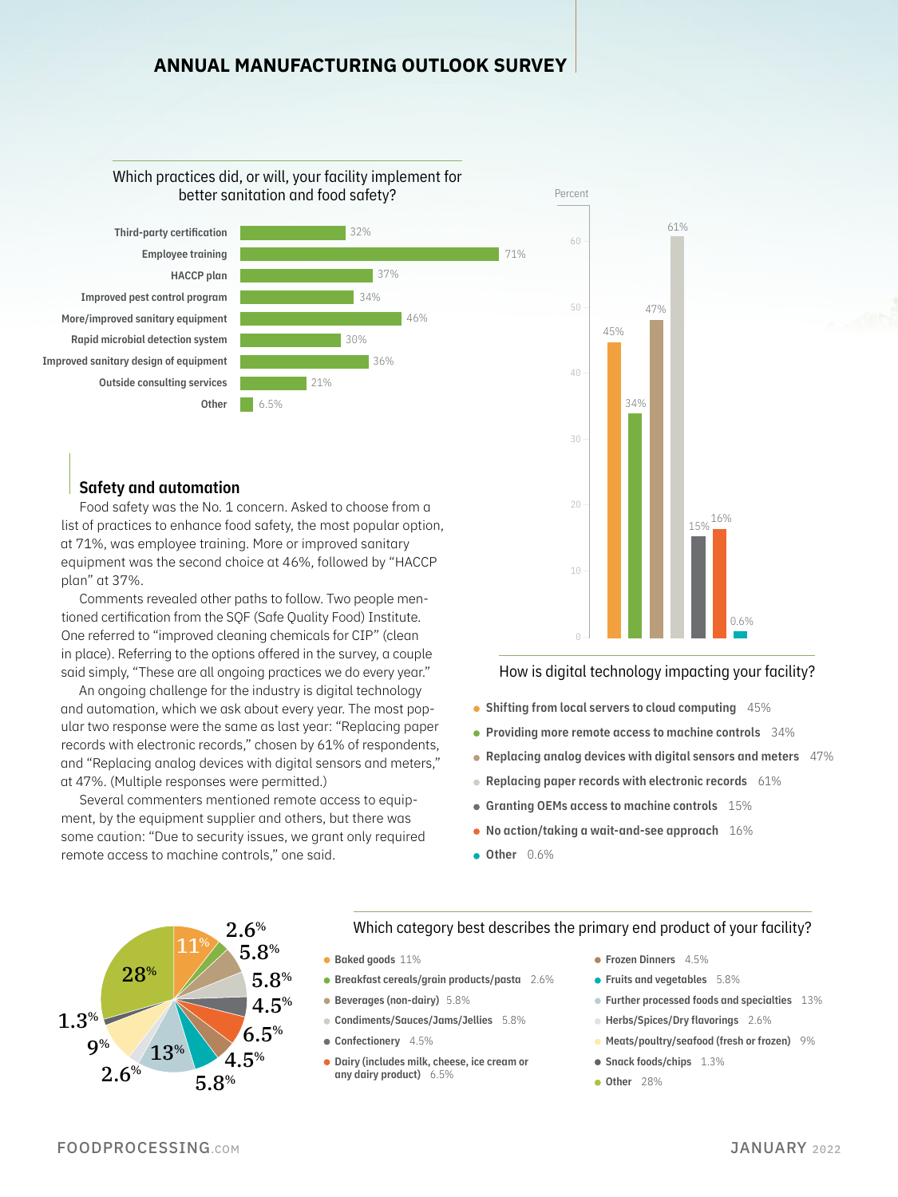## ANNUAL MANUFACTURING OUTLOOK SURVEY

### Which practices did, or will, your facility implement for better sanitation and food safety?

| Practice | Percent |
|---|---|
| Third-party certification | 32% |
| Employee training | 71% |
| HACCP plan | 37% |
| Improved pest control program | 34% |
| More/improved sanitary equipment | 46% |
| Rapid microbial detection system | 30% |
| Improved sanitary design of equipment | 36% |
| Outside consulting services | 21% |
| Other | 6.5% |

### Safety and automation

Food safety was the No. 1 concern. Asked to choose from a list of practices to enhance food safety, the most popular option, at 71%, was employee training. More or improved sanitary equipment was the second choice at 46%, followed by "HACCP plan" at 37%.

Comments revealed other paths to follow. Two people mentioned certification from the SQF (Safe Quality Food) Institute. One referred to "improved cleaning chemicals for CIP" (clean in place). Referring to the options offered in the survey, a couple said simply, "These are all ongoing practices we do every year."

An ongoing challenge for the industry is digital technology and automation, which we ask about every year. The most popular two response were the same as last year: "Replacing paper records with electronic records," chosen by 61% of respondents, and "Replacing analog devices with digital sensors and meters," at 47%. (Multiple responses were permitted.)

Several commenters mentioned remote access to equipment, by the equipment supplier and others, but there was some caution: "Due to security issues, we grant only required remote access to machine controls," one said.

### How is digital technology impacting your facility?

| Response | Percent |
|---|---|
| Shifting from local servers to cloud computing | 45% |
| Providing more remote access to machine controls | 34% |
| Replacing analog devices with digital sensors and meters | 47% |
| Replacing paper records with electronic records | 61% |
| Granting OEMs access to machine controls | 15% |
| No action/taking a wait-and-see approach | 16% |
| Other | 0.6% |

### Which category best describes the primary end product of your facility?

| Category | Percent |
|---|---|
| Baked goods | 11% |
| Breakfast cereals/grain products/pasta | 2.6% |
| Beverages (non-dairy) | 5.8% |
| Condiments/Sauces/Jams/Jellies | 5.8% |
| Confectionery | 4.5% |
| Dairy (includes milk, cheese, ice cream or any dairy product) | 6.5% |
| Frozen Dinners | 4.5% |
| Fruits and vegetables | 5.8% |
| Further processed foods and specialties | 13% |
| Herbs/Spices/Dry flavorings | 2.6% |
| Meats/poultry/seafood (fresh or frozen) | 9% |
| Snack foods/chips | 1.3% |
| Other | 28% |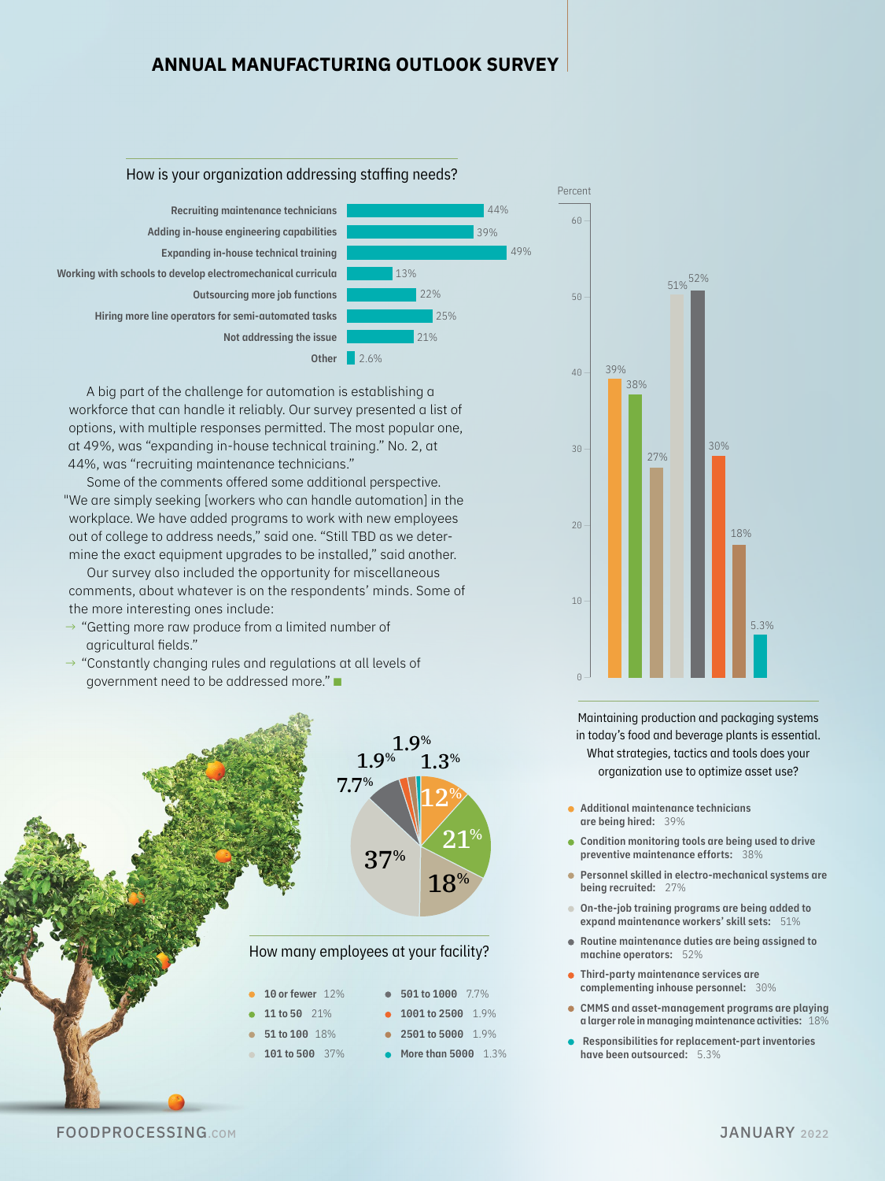# ANNUAL MANUFACTURING OUTLOOK SURVEY

## How is your organization addressing staffing needs?

Recruiting maintenance technicians 44%
Adding in-house engineering capabilities 39%
Expanding in-house technical training 49%
Working with schools to develop electromechanical curricula 13%
Outsourcing more job functions 22%
Hiring more line operators for semi-automated tasks 25%
Not addressing the issue 21%
Other 2.6%

A big part of the challenge for automation is establishing a workforce that can handle it reliably. Our survey presented a list of options, with multiple responses permitted. The most popular one, at 49%, was "expanding in-house technical training." No. 2, at 44%, was "recruiting maintenance technicians."

Some of the comments offered some additional perspective. "We are simply seeking [workers who can handle automation] in the workplace. We have added programs to work with new employees out of college to address needs," said one. "Still TBD as we determine the exact equipment upgrades to be installed," said another.

Our survey also included the opportunity for miscellaneous comments, about whatever is on the respondents' minds. Some of the more interesting ones include:

- "Getting more raw produce from a limited number of agricultural fields."
- "Constantly changing rules and regulations at all levels of government need to be addressed more."

Percent

60
50
40
30
20
10
0

39% 38% 27% 51% 52% 30% 18% 5.3%

Maintaining production and packaging systems in today's food and beverage plants is essential. What strategies, tactics and tools does your organization use to optimize asset use?

- **Additional maintenance technicians are being hired:** 39%
- **Condition monitoring tools are being used to drive preventive maintenance efforts:** 38%
- **Personnel skilled in electro-mechanical systems are being recruited:** 27%
- **On-the-job training programs are being added to expand maintenance workers' skill sets:** 51%
- **Routine maintenance duties are being assigned to machine operators:** 52%
- **Third-party maintenance services are complementing inhouse personnel:** 30%
- **CMMS and asset-management programs are playing a larger role in managing maintenance activities:** 18%
- **Responsibilities for replacement-part inventories have been outsourced:** 5.3%

1.9% 1.9% 1.3% 7.7% 12% 21% 37% 18%

## How many employees at your facility?

- **10 or fewer** 12%
- **11 to 50** 21%
- **51 to 100** 18%
- **101 to 500** 37%
- **501 to 1000** 7.7%
- **1001 to 2500** 1.9%
- **2501 to 5000** 1.9%
- **More than 5000** 1.3%